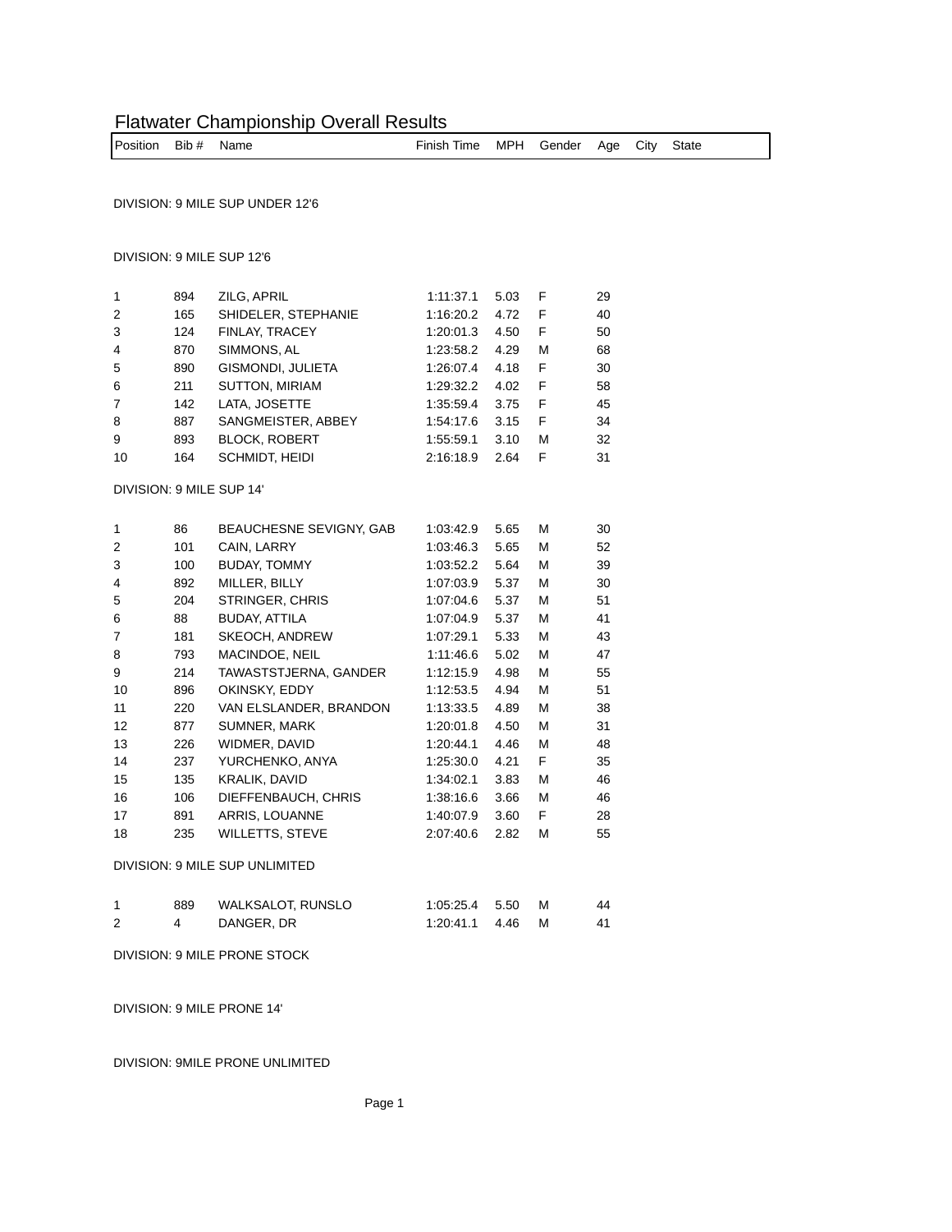# Flatwater Championship Overall Results

| Position | Bib # | Name | Finish Time | MPH | Gender | Age | City | State |
|---|---|---|---|---|---|---|---|---|

DIVISION: 9 MILE SUP UNDER 12'6

DIVISION: 9 MILE SUP 12'6

| Position | Bib # | Name | Finish Time | MPH | Gender | Age | City | State |
|---|---|---|---|---|---|---|---|---|
| 1 | 894 | ZILG, APRIL | 1:11:37.1 | 5.03 | F | 29 | | |
| 2 | 165 | SHIDELER, STEPHANIE | 1:16:20.2 | 4.72 | F | 40 | | |
| 3 | 124 | FINLAY, TRACEY | 1:20:01.3 | 4.50 | F | 50 | | |
| 4 | 870 | SIMMONS, AL | 1:23:58.2 | 4.29 | M | 68 | | |
| 5 | 890 | GISMONDI, JULIETA | 1:26:07.4 | 4.18 | F | 30 | | |
| 6 | 211 | SUTTON, MIRIAM | 1:29:32.2 | 4.02 | F | 58 | | |
| 7 | 142 | LATA, JOSETTE | 1:35:59.4 | 3.75 | F | 45 | | |
| 8 | 887 | SANGMEISTER, ABBEY | 1:54:17.6 | 3.15 | F | 34 | | |
| 9 | 893 | BLOCK, ROBERT | 1:55:59.1 | 3.10 | M | 32 | | |
| 10 | 164 | SCHMIDT, HEIDI | 2:16:18.9 | 2.64 | F | 31 | | |

DIVISION: 9 MILE SUP 14'

| Position | Bib # | Name | Finish Time | MPH | Gender | Age | City | State |
|---|---|---|---|---|---|---|---|---|
| 1 | 86 | BEAUCHESNE SEVIGNY, GAB | 1:03:42.9 | 5.65 | M | 30 | | |
| 2 | 101 | CAIN, LARRY | 1:03:46.3 | 5.65 | M | 52 | | |
| 3 | 100 | BUDAY, TOMMY | 1:03:52.2 | 5.64 | M | 39 | | |
| 4 | 892 | MILLER, BILLY | 1:07:03.9 | 5.37 | M | 30 | | |
| 5 | 204 | STRINGER, CHRIS | 1:07:04.6 | 5.37 | M | 51 | | |
| 6 | 88 | BUDAY, ATTILA | 1:07:04.9 | 5.37 | M | 41 | | |
| 7 | 181 | SKEOCH, ANDREW | 1:07:29.1 | 5.33 | M | 43 | | |
| 8 | 793 | MACINDOE, NEIL | 1:11:46.6 | 5.02 | M | 47 | | |
| 9 | 214 | TAWASTSTJERNA, GANDER | 1:12:15.9 | 4.98 | M | 55 | | |
| 10 | 896 | OKINSKY, EDDY | 1:12:53.5 | 4.94 | M | 51 | | |
| 11 | 220 | VAN ELSLANDER, BRANDON | 1:13:33.5 | 4.89 | M | 38 | | |
| 12 | 877 | SUMNER, MARK | 1:20:01.8 | 4.50 | M | 31 | | |
| 13 | 226 | WIDMER, DAVID | 1:20:44.1 | 4.46 | M | 48 | | |
| 14 | 237 | YURCHENKO, ANYA | 1:25:30.0 | 4.21 | F | 35 | | |
| 15 | 135 | KRALIK, DAVID | 1:34:02.1 | 3.83 | M | 46 | | |
| 16 | 106 | DIEFFENBAUCH, CHRIS | 1:38:16.6 | 3.66 | M | 46 | | |
| 17 | 891 | ARRIS, LOUANNE | 1:40:07.9 | 3.60 | F | 28 | | |
| 18 | 235 | WILLETTS, STEVE | 2:07:40.6 | 2.82 | M | 55 | | |

DIVISION: 9 MILE SUP UNLIMITED

| Position | Bib # | Name | Finish Time | MPH | Gender | Age | City | State |
|---|---|---|---|---|---|---|---|---|
| 1 | 889 | WALKSALOT, RUNSLO | 1:05:25.4 | 5.50 | M | 44 | | |
| 2 | 4 | DANGER, DR | 1:20:41.1 | 4.46 | M | 41 | | |

DIVISION: 9 MILE PRONE STOCK

DIVISION: 9 MILE PRONE 14'

DIVISION: 9MILE PRONE UNLIMITED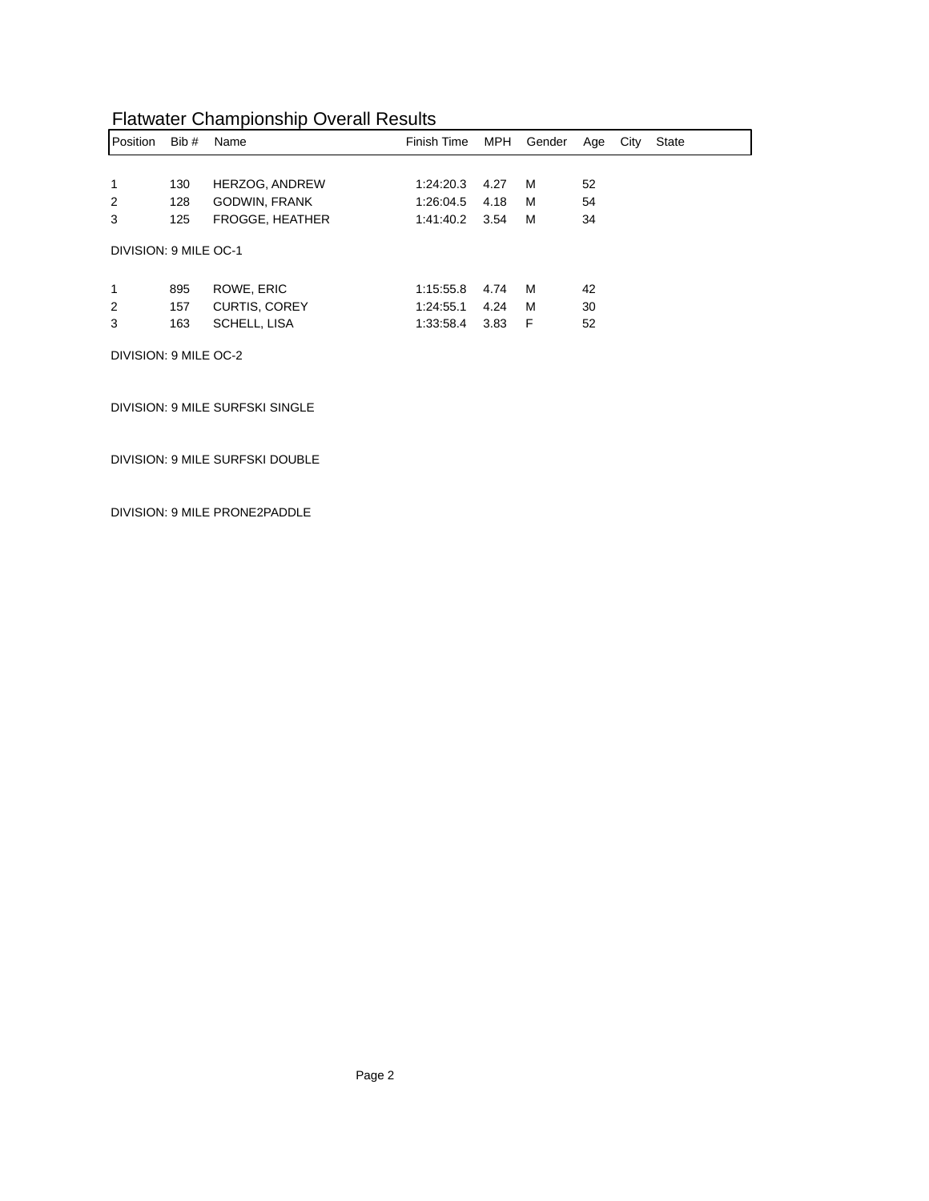# Flatwater Championship Overall Results

| Position | Bib # | Name | Finish Time | MPH | Gender | Age | City | State |
|---|---|---|---|---|---|---|---|---|
| 1 | 130 | HERZOG, ANDREW | 1:24:20.3 | 4.27 | M | 52 | | |
| 2 | 128 | GODWIN, FRANK | 1:26:04.5 | 4.18 | M | 54 | | |
| 3 | 125 | FROGGE, HEATHER | 1:41:40.2 | 3.54 | M | 34 | | |

DIVISION: 9 MILE OC-1

| Position | Bib # | Name | Finish Time | MPH | Gender | Age | City | State |
|---|---|---|---|---|---|---|---|---|
| 1 | 895 | ROWE, ERIC | 1:15:55.8 | 4.74 | M | 42 | | |
| 2 | 157 | CURTIS, COREY | 1:24:55.1 | 4.24 | M | 30 | | |
| 3 | 163 | SCHELL, LISA | 1:33:58.4 | 3.83 | F | 52 | | |

DIVISION: 9 MILE OC-2

DIVISION: 9 MILE SURFSKI SINGLE

DIVISION: 9 MILE SURFSKI DOUBLE

DIVISION: 9 MILE PRONE2PADDLE